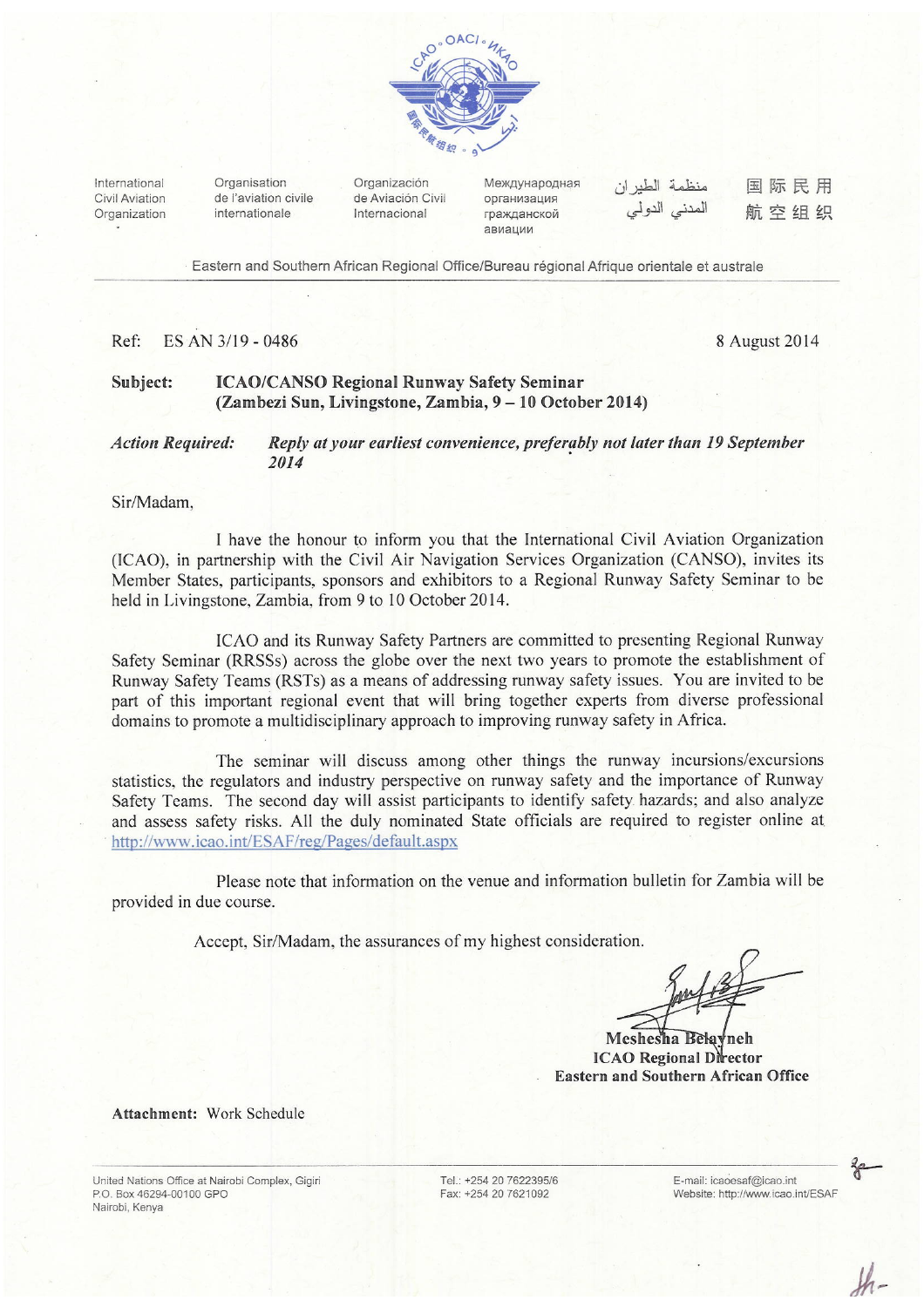International Civil Aviation Organization | Organisation de l'aviation civile internationale | Organización de Aviación Civil Internacional | Международная организация гражданской авиации | منظمة الطيران المدني الدولي | 国际民用航空组织

Eastern and Southern African Regional Office/Bureau régional Afrique orientale et australe

Ref: ES AN 3/19 - 0486

8 August 2014

**Subject: ICAO/CANSO Regional Runway Safety Seminar (Zambezi Sun, Livingstone, Zambia, 9 – 10 October 2014)**

***Action Required:*** *Reply at your earliest convenience, preferably not later than 19 September 2014*

Sir/Madam,

I have the honour to inform you that the International Civil Aviation Organization (ICAO), in partnership with the Civil Air Navigation Services Organization (CANSO), invites its Member States, participants, sponsors and exhibitors to a Regional Runway Safety Seminar to be held in Livingstone, Zambia, from 9 to 10 October 2014.

ICAO and its Runway Safety Partners are committed to presenting Regional Runway Safety Seminar (RRSSs) across the globe over the next two years to promote the establishment of Runway Safety Teams (RSTs) as a means of addressing runway safety issues. You are invited to be part of this important regional event that will bring together experts from diverse professional domains to promote a multidisciplinary approach to improving runway safety in Africa.

The seminar will discuss among other things the runway incursions/excursions statistics, the regulators and industry perspective on runway safety and the importance of Runway Safety Teams. The second day will assist participants to identify safety hazards; and also analyze and assess safety risks. All the duly nominated State officials are required to register online at http://www.icao.int/ESAF/reg/Pages/default.aspx

Please note that information on the venue and information bulletin for Zambia will be provided in due course.

Accept, Sir/Madam, the assurances of my highest consideration.

**Meshesha Belayneh**
**ICAO Regional Director**
**Eastern and Southern African Office**

**Attachment:** Work Schedule

United Nations Office at Nairobi Complex, Gigiri
P.O. Box 46294-00100 GPO
Nairobi, Kenya

Tel.: +254 20 7622395/6
Fax: +254 20 7621092

E-mail: icaoesaf@icao.int
Website: http://www.icao.int/ESAF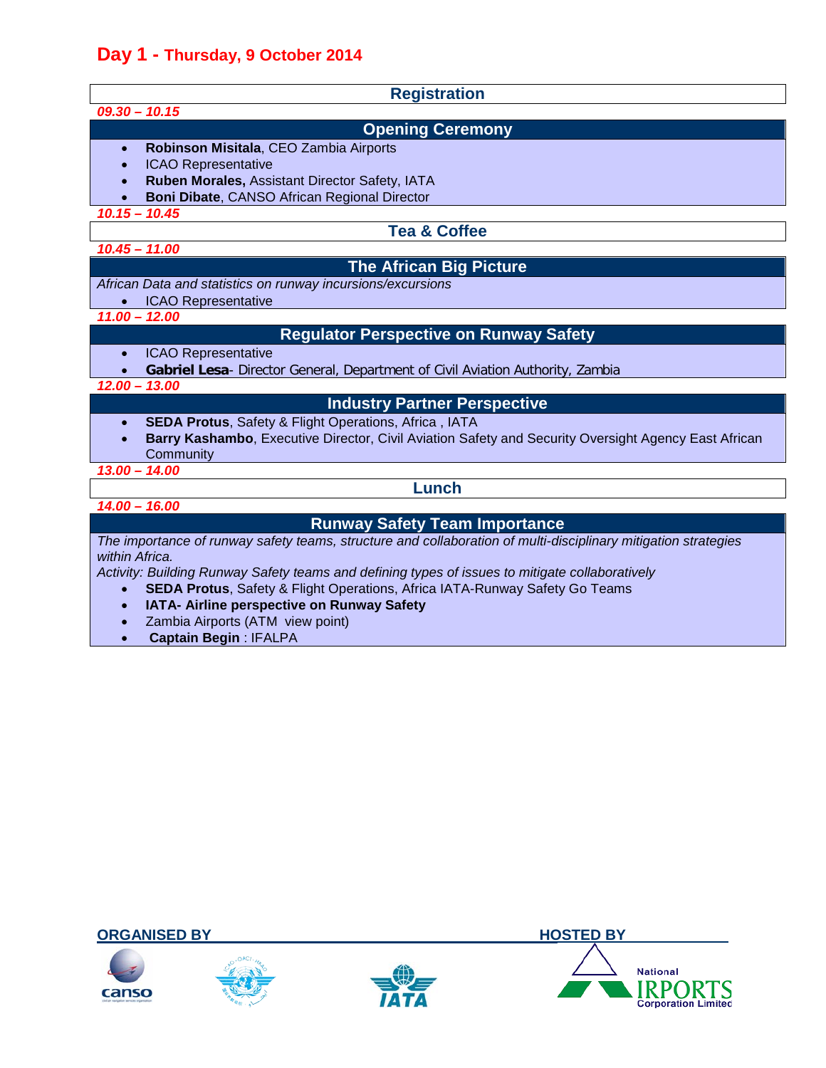## Day 1 - Thursday, 9 October 2014

### Registration

*09.30 – 10.15*

### Opening Ceremony

- **Robinson Misitala**, CEO Zambia Airports
- ICAO Representative
- **Ruben Morales,** Assistant Director Safety, IATA
- **Boni Dibate**, CANSO African Regional Director

*10.15 – 10.45*

### Tea & Coffee

*10.45 – 11.00*

### The African Big Picture

*African Data and statistics on runway incursions/excursions*

- ICAO Representative

*11.00 – 12.00*

### Regulator Perspective on Runway Safety

- ICAO Representative
- **Gabriel Lesa**- Director General, Department of Civil Aviation Authority, Zambia

*12.00 – 13.00*

### Industry Partner Perspective

- **SEDA Protus**, Safety & Flight Operations, Africa , IATA
- **Barry Kashambo**, Executive Director, Civil Aviation Safety and Security Oversight Agency East African Community

*13.00 – 14.00*

### Lunch

*14.00 – 16.00*

### Runway Safety Team Importance

*The importance of runway safety teams, structure and collaboration of multi-disciplinary mitigation strategies within Africa.*

*Activity: Building Runway Safety teams and defining types of issues to mitigate collaboratively*

- **SEDA Protus**, Safety & Flight Operations, Africa IATA-Runway Safety Go Teams
- **IATA- Airline perspective on Runway Safety**
- Zambia Airports (ATM view point)
- **Captain Begin** : IFALPA

**ORGANISED BY** — canso, ICAO, IATA

**HOSTED BY** — National Airports Corporation Limited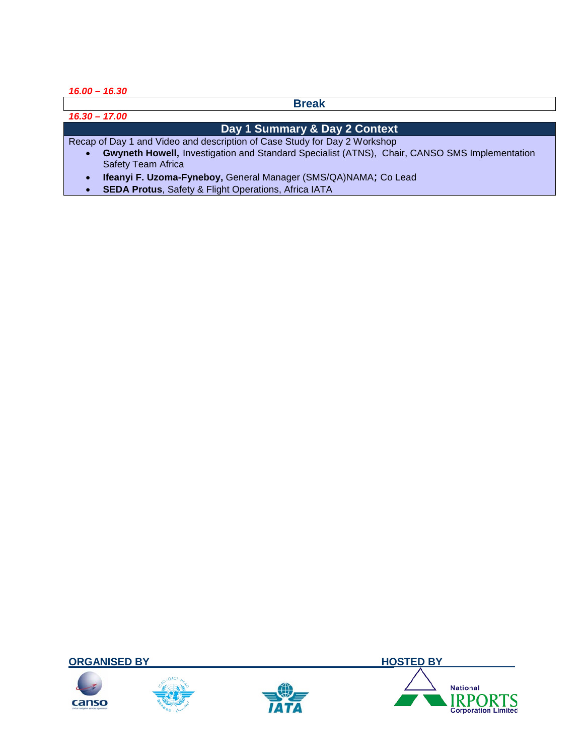*16.00 – 16.30*

**Break**

*16.30 – 17.00*

**Day 1 Summary & Day 2 Context**

Recap of Day 1 and Video and description of Case Study for Day 2 Workshop

- **Gwyneth Howell,** Investigation and Standard Specialist (ATNS), Chair, CANSO SMS Implementation Safety Team Africa
- **Ifeanyi F. Uzoma-Fyneboy,** General Manager (SMS/QA)NAMA; Co Lead
- **SEDA Protus**, Safety & Flight Operations, Africa IATA

**ORGANISED BY** **HOSTED BY**

canso

IATA

National IRPORTS Corporation Limited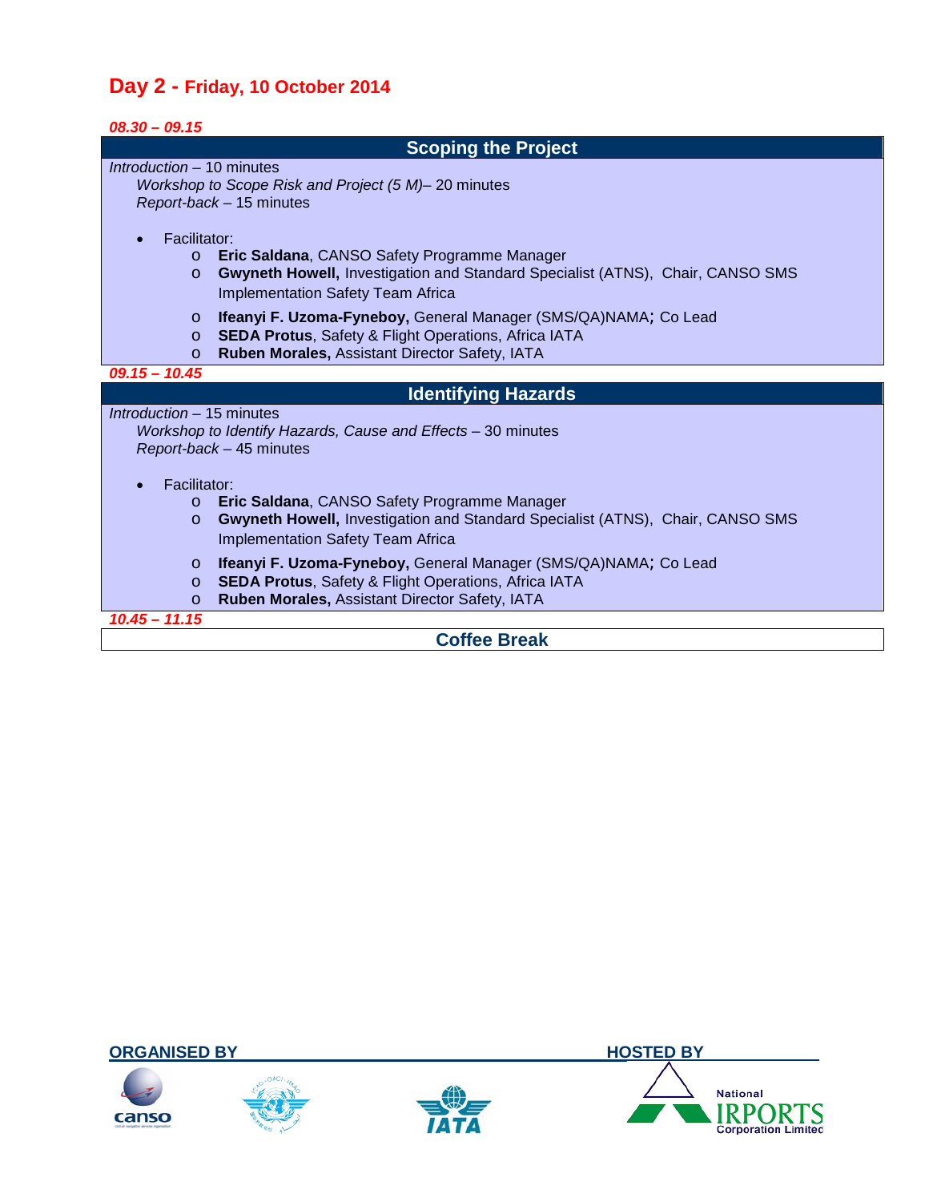## Day 2 - Friday, 10 October 2014

*08.30 – 09.15*

### Scoping the Project

*Introduction* – 10 minutes
*Workshop to Scope Risk and Project (5 M)*– 20 minutes
*Report-back* – 15 minutes

- Facilitator:
  - **Eric Saldana**, CANSO Safety Programme Manager
  - **Gwyneth Howell,** Investigation and Standard Specialist (ATNS), Chair, CANSO SMS Implementation Safety Team Africa
  - **Ifeanyi F. Uzoma-Fyneboy,** General Manager (SMS/QA)NAMA; Co Lead
  - **SEDA Protus**, Safety & Flight Operations, Africa IATA
  - **Ruben Morales,** Assistant Director Safety, IATA

*09.15 – 10.45*

### Identifying Hazards

*Introduction* – 15 minutes
*Workshop to Identify Hazards, Cause and Effects* – 30 minutes
*Report-back* – 45 minutes

- Facilitator:
  - **Eric Saldana**, CANSO Safety Programme Manager
  - **Gwyneth Howell,** Investigation and Standard Specialist (ATNS), Chair, CANSO SMS Implementation Safety Team Africa
  - **Ifeanyi F. Uzoma-Fyneboy,** General Manager (SMS/QA)NAMA; Co Lead
  - **SEDA Protus**, Safety & Flight Operations, Africa IATA
  - **Ruben Morales,** Assistant Director Safety, IATA

*10.45 – 11.15*

### Coffee Break

**ORGANISED BY** **HOSTED BY**

canso IATA National AIRPORTS Corporation Limited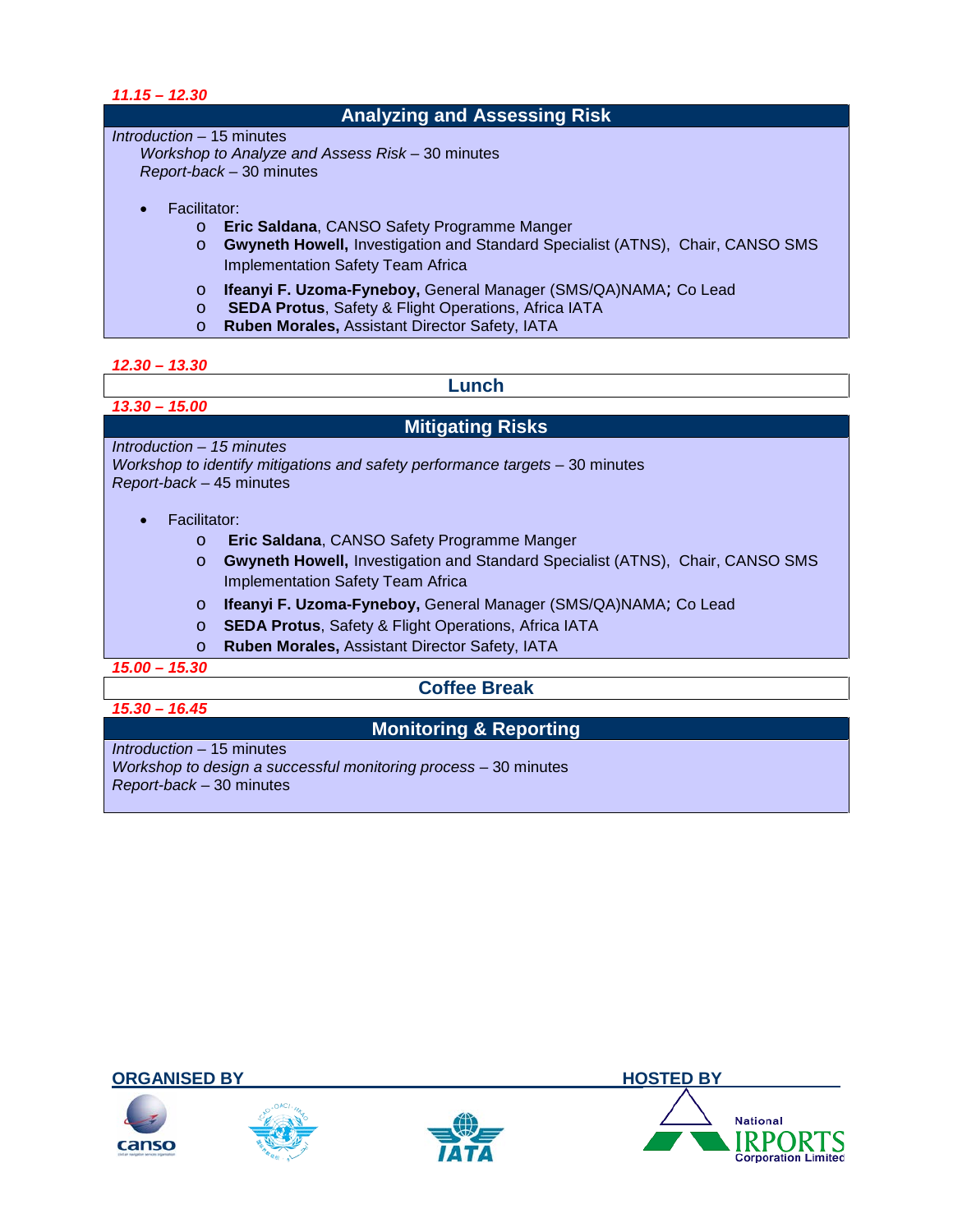*11.15 – 12.30*

## Analyzing and Assessing Risk

*Introduction* – 15 minutes
*Workshop to Analyze and Assess Risk* – 30 minutes
*Report-back* – 30 minutes

- Facilitator:
  - **Eric Saldana**, CANSO Safety Programme Manger
  - **Gwyneth Howell,** Investigation and Standard Specialist (ATNS), Chair, CANSO SMS Implementation Safety Team Africa
  - **Ifeanyi F. Uzoma-Fyneboy,** General Manager (SMS/QA)NAMA; Co Lead
  - **SEDA Protus**, Safety & Flight Operations, Africa IATA
  - **Ruben Morales,** Assistant Director Safety, IATA

*12.30 – 13.30*

## Lunch

*13.30 – 15.00*

## Mitigating Risks

*Introduction – 15 minutes*
*Workshop to identify mitigations and safety performance targets* – 30 minutes
*Report-back* – 45 minutes

- Facilitator:
  - **Eric Saldana**, CANSO Safety Programme Manger
  - **Gwyneth Howell,** Investigation and Standard Specialist (ATNS), Chair, CANSO SMS Implementation Safety Team Africa
  - **Ifeanyi F. Uzoma-Fyneboy,** General Manager (SMS/QA)NAMA; Co Lead
  - **SEDA Protus**, Safety & Flight Operations, Africa IATA
  - **Ruben Morales,** Assistant Director Safety, IATA

*15.00 – 15.30*

## Coffee Break

*15.30 – 16.45*

## Monitoring & Reporting

*Introduction* – 15 minutes
*Workshop to design a successful monitoring process* – 30 minutes
*Report-back* – 30 minutes

**ORGANISED BY**

**HOSTED BY**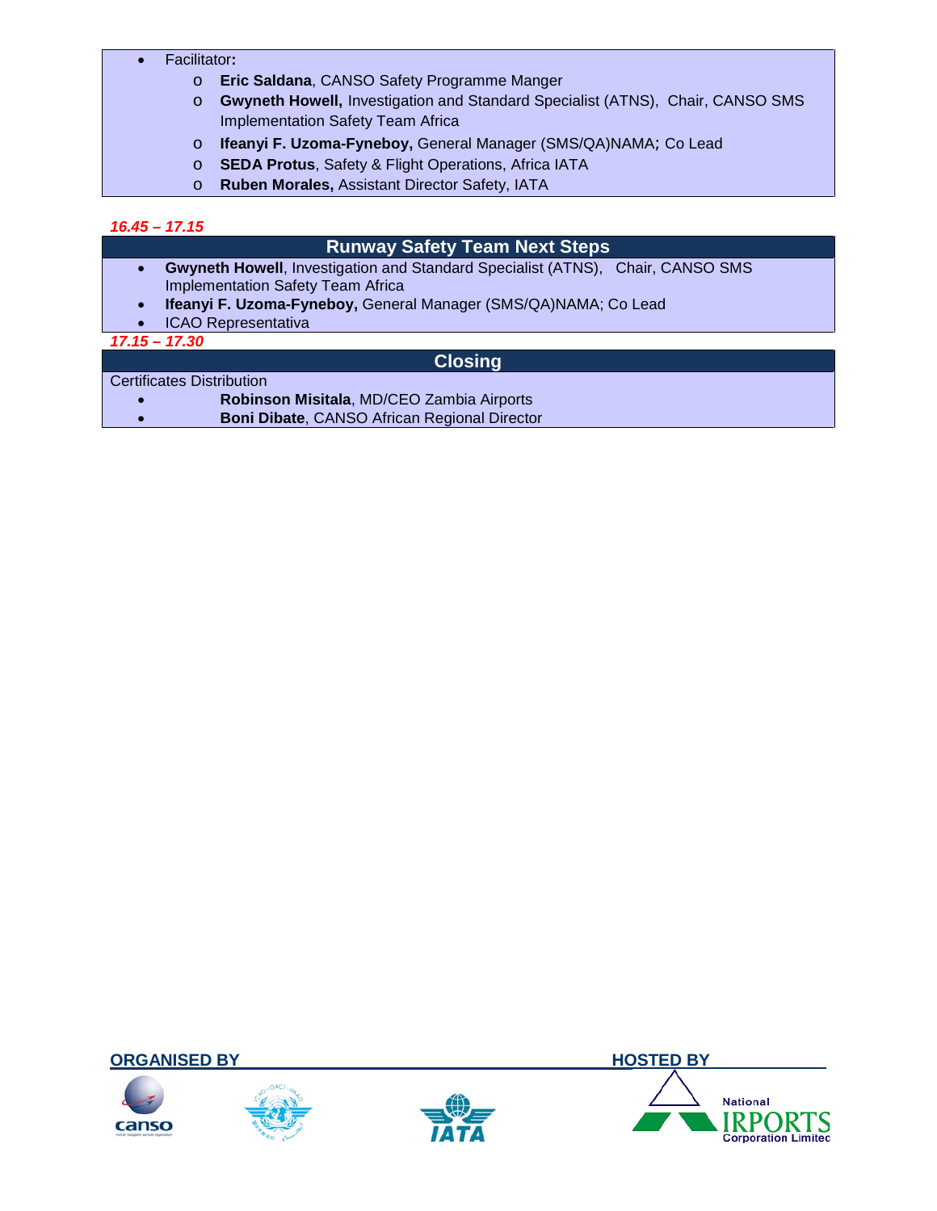- Facilitator**:**
  - **Eric Saldana**, CANSO Safety Programme Manger
  - **Gwyneth Howell,** Investigation and Standard Specialist (ATNS), Chair, CANSO SMS Implementation Safety Team Africa
  - **Ifeanyi F. Uzoma-Fyneboy,** General Manager (SMS/QA)NAMA**;** Co Lead
  - **SEDA Protus**, Safety & Flight Operations, Africa IATA
  - **Ruben Morales,** Assistant Director Safety, IATA

*16.45 – 17.15*

## Runway Safety Team Next Steps

- **Gwyneth Howell**, Investigation and Standard Specialist (ATNS), Chair, CANSO SMS Implementation Safety Team Africa
- **Ifeanyi F. Uzoma-Fyneboy,** General Manager (SMS/QA)NAMA; Co Lead
- ICAO Representativa

*17.15 – 17.30*

## Closing

Certificates Distribution

- **Robinson Misitala**, MD/CEO Zambia Airports
- **Boni Dibate**, CANSO African Regional Director

**ORGANISED BY**

canso

IATA

**HOSTED BY**

National IRPORTS Corporation Limited